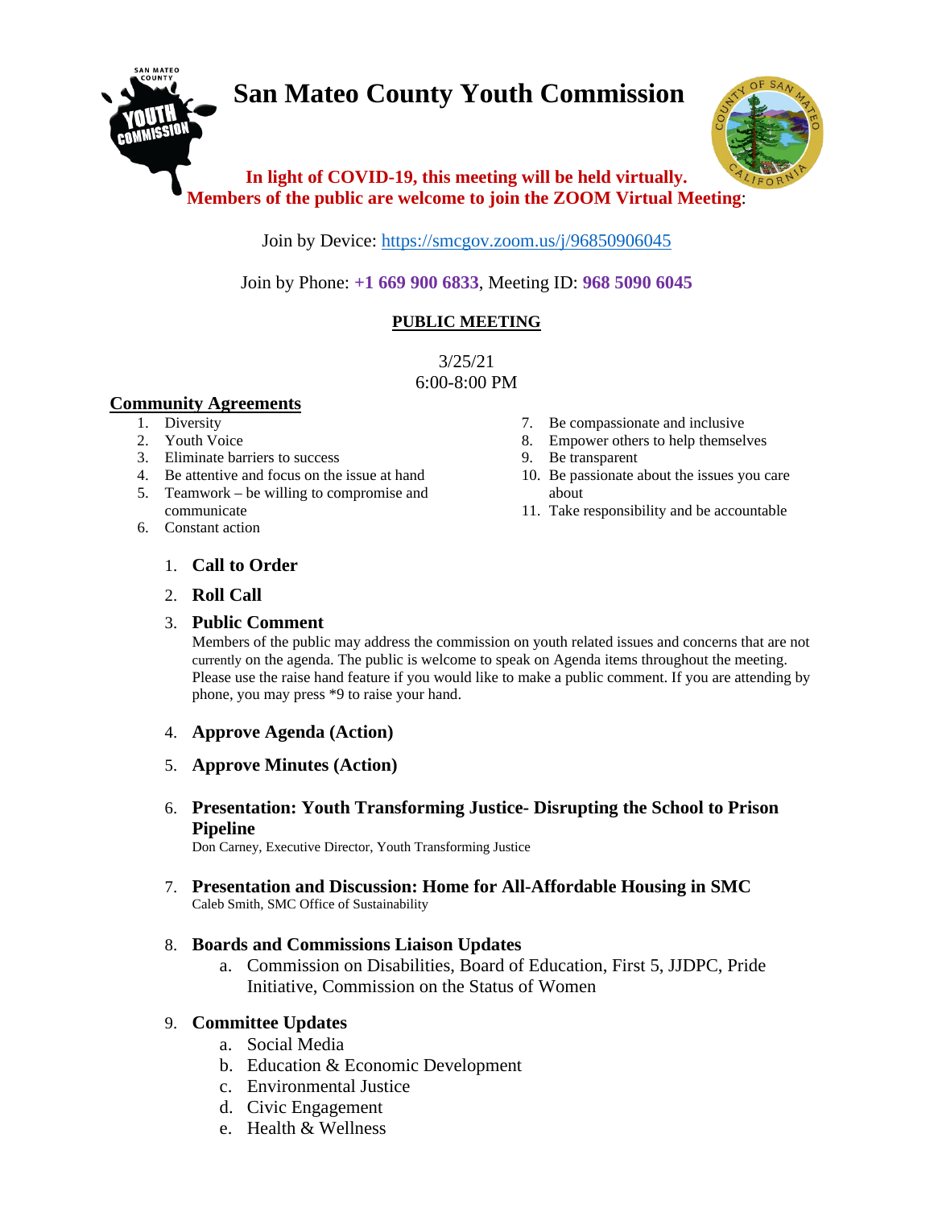# San Mateo County Youth Commission

**In light of COVID-19, this meeting will be held virtually.**
**Members of the public are welcome to join the ZOOM Virtual Meeting**:

Join by Device: https://smcgov.zoom.us/j/96850906045

Join by Phone: **+1 669 900 6833**, Meeting ID: **968 5090 6045**

**PUBLIC MEETING**

3/25/21
6:00-8:00 PM

## Community Agreements

1. Diversity
2. Youth Voice
3. Eliminate barriers to success
4. Be attentive and focus on the issue at hand
5. Teamwork – be willing to compromise and communicate
6. Constant action
7. Be compassionate and inclusive
8. Empower others to help themselves
9. Be transparent
10. Be passionate about the issues you care about
11. Take responsibility and be accountable

1. **Call to Order**
2. **Roll Call**
3. **Public Comment**
   Members of the public may address the commission on youth related issues and concerns that are not currently on the agenda. The public is welcome to speak on Agenda items throughout the meeting. Please use the raise hand feature if you would like to make a public comment. If you are attending by phone, you may press *9 to raise your hand.
4. **Approve Agenda (Action)**
5. **Approve Minutes (Action)**
6. **Presentation: Youth Transforming Justice- Disrupting the School to Prison Pipeline**
   Don Carney, Executive Director, Youth Transforming Justice
7. **Presentation and Discussion: Home for All-Affordable Housing in SMC**
   Caleb Smith, SMC Office of Sustainability
8. **Boards and Commissions Liaison Updates**
   a. Commission on Disabilities, Board of Education, First 5, JJDPC, Pride Initiative, Commission on the Status of Women
9. **Committee Updates**
   a. Social Media
   b. Education & Economic Development
   c. Environmental Justice
   d. Civic Engagement
   e. Health & Wellness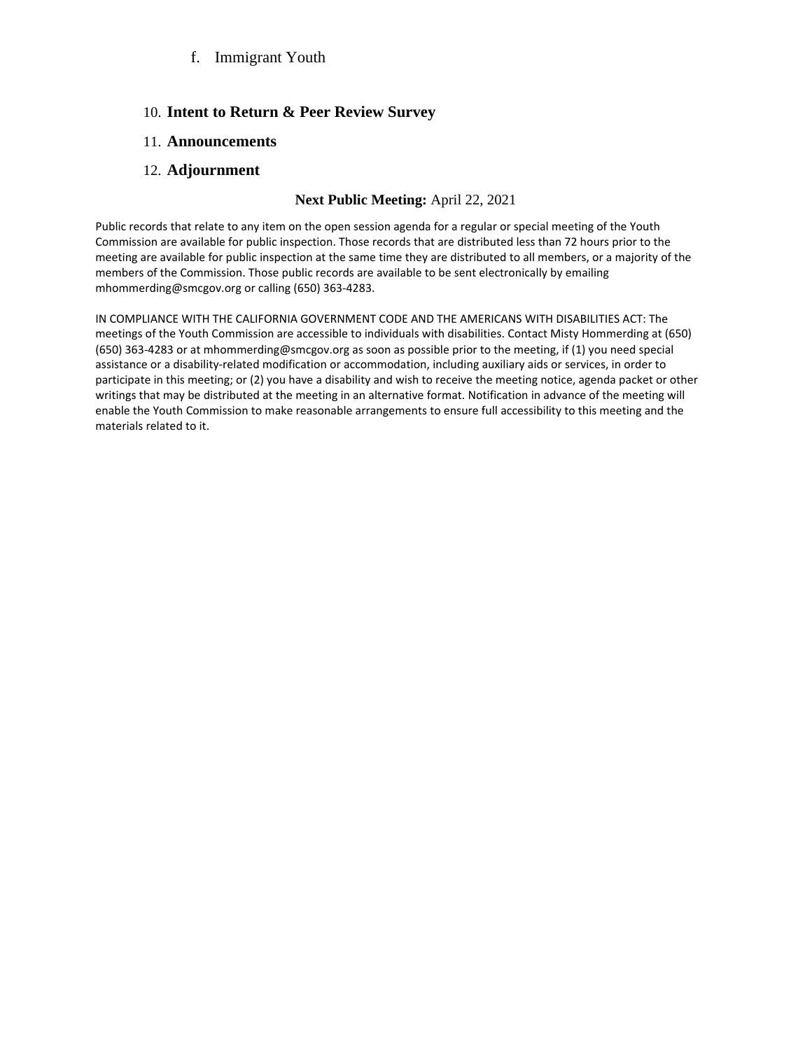f. Immigrant Youth

10. **Intent to Return & Peer Review Survey**

11. **Announcements**

12. **Adjournment**

**Next Public Meeting:** April 22, 2021

Public records that relate to any item on the open session agenda for a regular or special meeting of the Youth Commission are available for public inspection. Those records that are distributed less than 72 hours prior to the meeting are available for public inspection at the same time they are distributed to all members, or a majority of the members of the Commission. Those public records are available to be sent electronically by emailing mhommerding@smcgov.org or calling (650) 363-4283.

IN COMPLIANCE WITH THE CALIFORNIA GOVERNMENT CODE AND THE AMERICANS WITH DISABILITIES ACT: The meetings of the Youth Commission are accessible to individuals with disabilities. Contact Misty Hommerding at (650) (650) 363-4283 or at mhommerding@smcgov.org as soon as possible prior to the meeting, if (1) you need special assistance or a disability-related modification or accommodation, including auxiliary aids or services, in order to participate in this meeting; or (2) you have a disability and wish to receive the meeting notice, agenda packet or other writings that may be distributed at the meeting in an alternative format. Notification in advance of the meeting will enable the Youth Commission to make reasonable arrangements to ensure full accessibility to this meeting and the materials related to it.